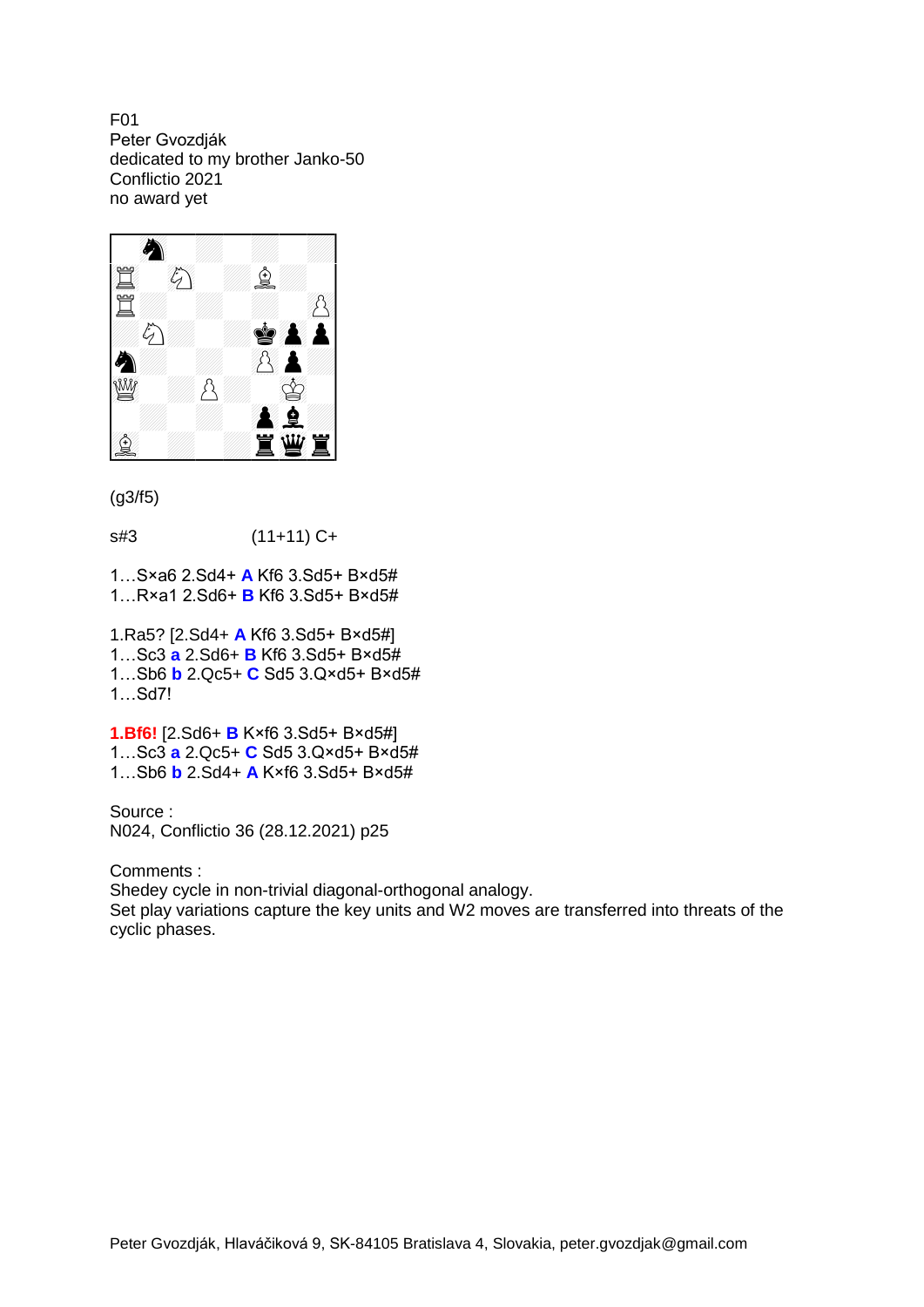F01
Peter Gvozdják
dedicated to my brother Janko-50
Conflictio 2021
no award yet

(g3/f5)

s#3 (11+11) C+

1…S×a6 2.Sd4+ **A** Kf6 3.Sd5+ B×d5#
1…R×a1 2.Sd6+ **B** Kf6 3.Sd5+ B×d5#

1.Ra5? [2.Sd4+ **A** Kf6 3.Sd5+ B×d5#]
1…Sc3 **a** 2.Sd6+ **B** Kf6 3.Sd5+ B×d5#
1…Sb6 **b** 2.Qc5+ **C** Sd5 3.Q×d5+ B×d5#
1…Sd7!

**1.Bf6!** [2.Sd6+ **B** K×f6 3.Sd5+ B×d5#]
1…Sc3 **a** 2.Qc5+ **C** Sd5 3.Q×d5+ B×d5#
1…Sb6 **b** 2.Sd4+ **A** K×f6 3.Sd5+ B×d5#

Source :
N024, Conflictio 36 (28.12.2021) p25

Comments :
Shedey cycle in non-trivial diagonal-orthogonal analogy.
Set play variations capture the key units and W2 moves are transferred into threats of the cyclic phases.

Peter Gvozdják, Hlaváčiková 9, SK-84105 Bratislava 4, Slovakia, peter.gvozdjak@gmail.com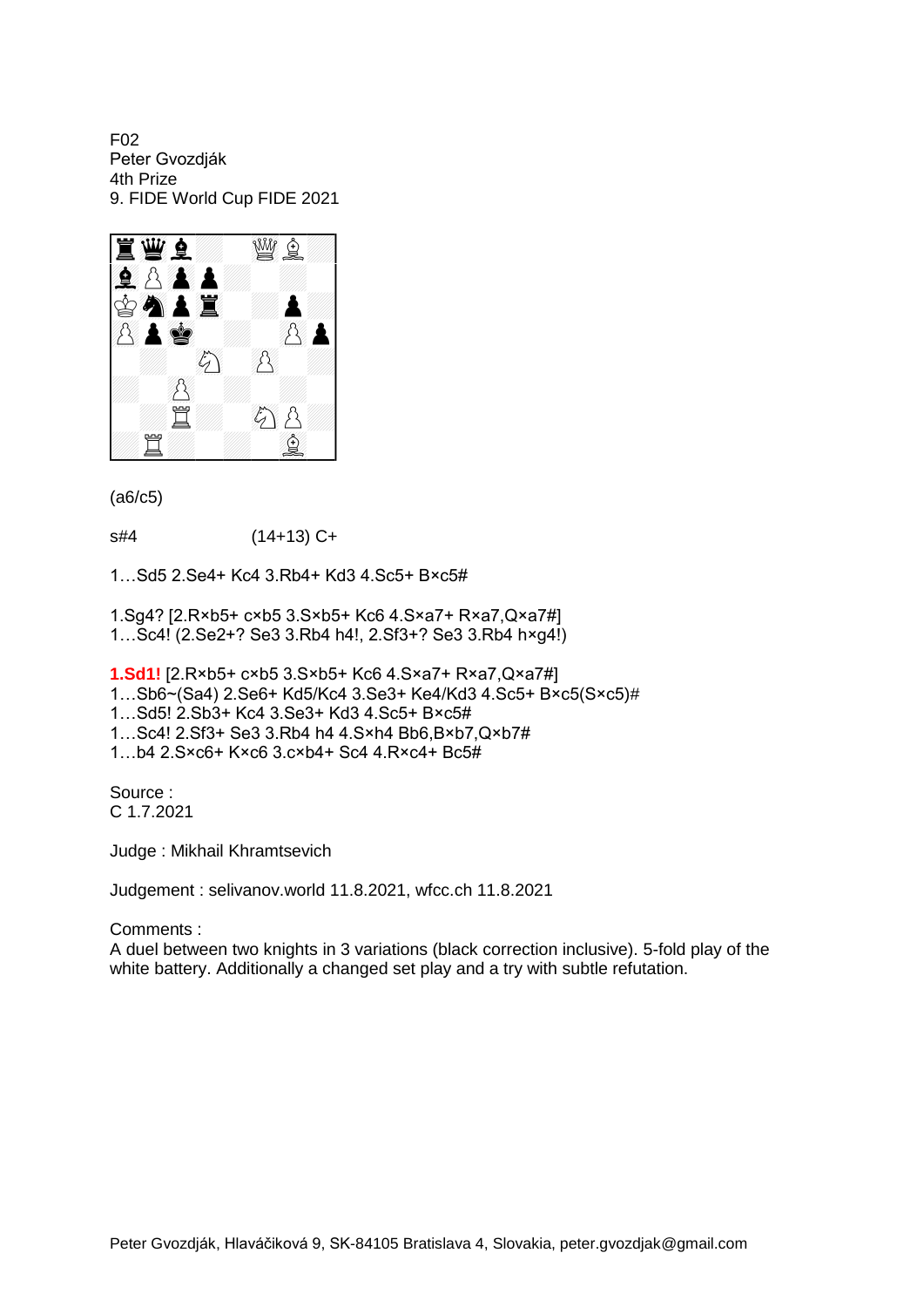F02
Peter Gvozdják
4th Prize
9. FIDE World Cup FIDE 2021

(a6/c5)

s#4 (14+13) C+

1…Sd5 2.Se4+ Kc4 3.Rb4+ Kd3 4.Sc5+ B×c5#

1.Sg4? [2.R×b5+ c×b5 3.S×b5+ Kc6 4.S×a7+ R×a7,Q×a7#]
1…Sc4! (2.Se2+? Se3 3.Rb4 h4!, 2.Sf3+? Se3 3.Rb4 h×g4!)

**1.Sd1!** [2.R×b5+ c×b5 3.S×b5+ Kc6 4.S×a7+ R×a7,Q×a7#]
1…Sb6~(Sa4) 2.Se6+ Kd5/Kc4 3.Se3+ Ke4/Kd3 4.Sc5+ B×c5(S×c5)#
1…Sd5! 2.Sb3+ Kc4 3.Se3+ Kd3 4.Sc5+ B×c5#
1…Sc4! 2.Sf3+ Se3 3.Rb4 h4 4.S×h4 Bb6,B×b7,Q×b7#
1…b4 2.S×c6+ K×c6 3.c×b4+ Sc4 4.R×c4+ Bc5#

Source :
C 1.7.2021

Judge : Mikhail Khramtsevich

Judgement : selivanov.world 11.8.2021, wfcc.ch 11.8.2021

Comments :
A duel between two knights in 3 variations (black correction inclusive). 5-fold play of the white battery. Additionally a changed set play and a try with subtle refutation.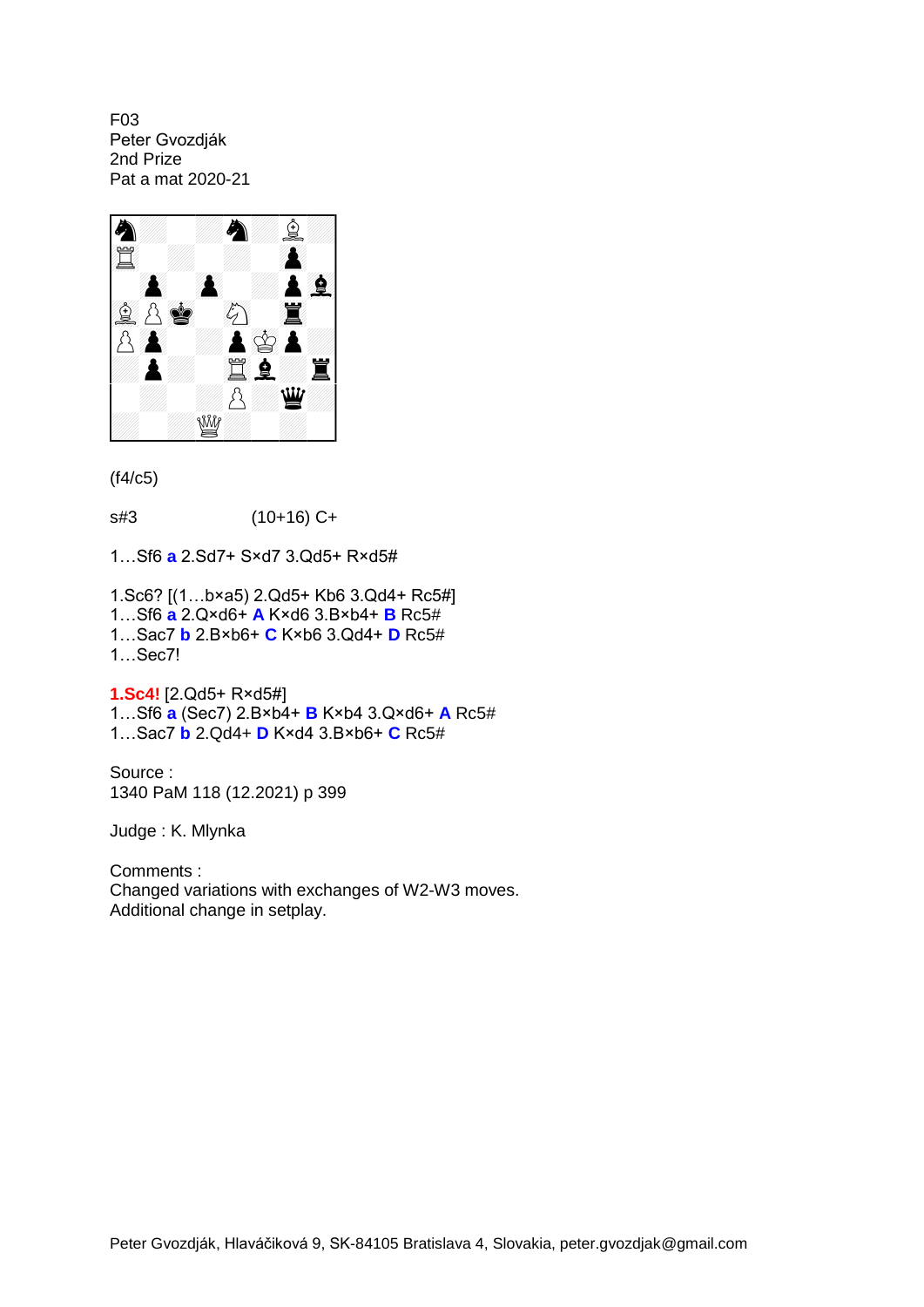F03
Peter Gvozdják
2nd Prize
Pat a mat 2020-21

(f4/c5)

s#3 (10+16) C+

1…Sf6 **a** 2.Sd7+ S×d7 3.Qd5+ R×d5#

1.Sc6? [(1…b×a5) 2.Qd5+ Kb6 3.Qd4+ Rc5#]
1…Sf6 **a** 2.Q×d6+ **A** K×d6 3.B×b4+ **B** Rc5#
1…Sac7 **b** 2.B×b6+ **C** K×b6 3.Qd4+ **D** Rc5#
1…Sec7!

**1.Sc4!** [2.Qd5+ R×d5#]
1…Sf6 **a** (Sec7) 2.B×b4+ **B** K×b4 3.Q×d6+ **A** Rc5#
1…Sac7 **b** 2.Qd4+ **D** K×d4 3.B×b6+ **C** Rc5#

Source :
1340 PaM 118 (12.2021) p 399

Judge : K. Mlynka

Comments :
Changed variations with exchanges of W2-W3 moves.
Additional change in setplay.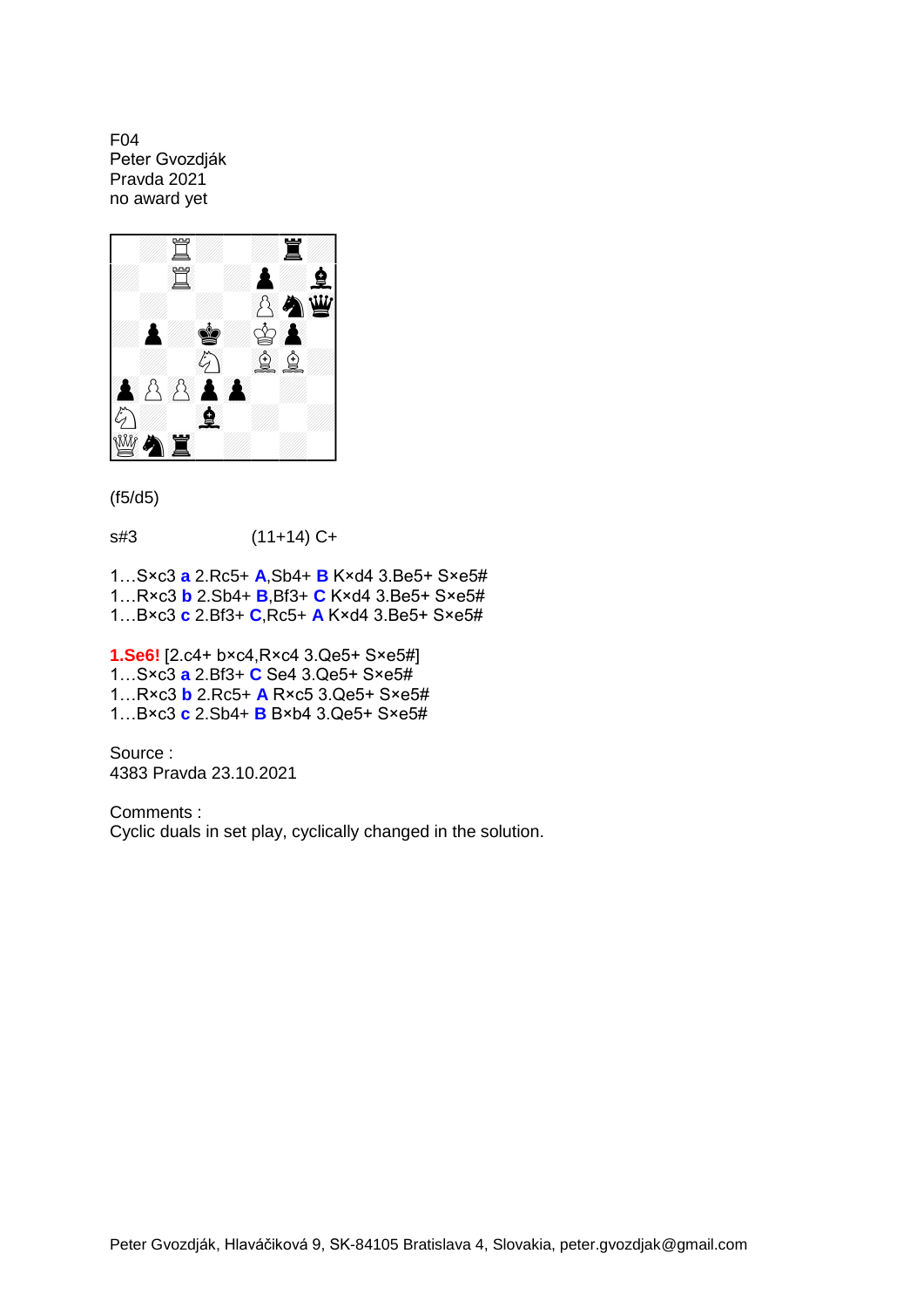F04
Peter Gvozdják
Pravda 2021
no award yet

(f5/d5)

s#3 (11+14) C+

1…S×c3 **a** 2.Rc5+ **A**,Sb4+ **B** K×d4 3.Be5+ S×e5#
1…R×c3 **b** 2.Sb4+ **B**,Bf3+ **C** K×d4 3.Be5+ S×e5#
1…B×c3 **c** 2.Bf3+ **C**,Rc5+ **A** K×d4 3.Be5+ S×e5#

**1.Se6!** [2.c4+ b×c4,R×c4 3.Qe5+ S×e5#]
1…S×c3 **a** 2.Bf3+ **C** Se4 3.Qe5+ S×e5#
1…R×c3 **b** 2.Rc5+ **A** R×c5 3.Qe5+ S×e5#
1…B×c3 **c** 2.Sb4+ **B** B×b4 3.Qe5+ S×e5#

Source :
4383 Pravda 23.10.2021

Comments :
Cyclic duals in set play, cyclically changed in the solution.

Peter Gvozdják, Hlaváčiková 9, SK-84105 Bratislava 4, Slovakia, peter.gvozdjak@gmail.com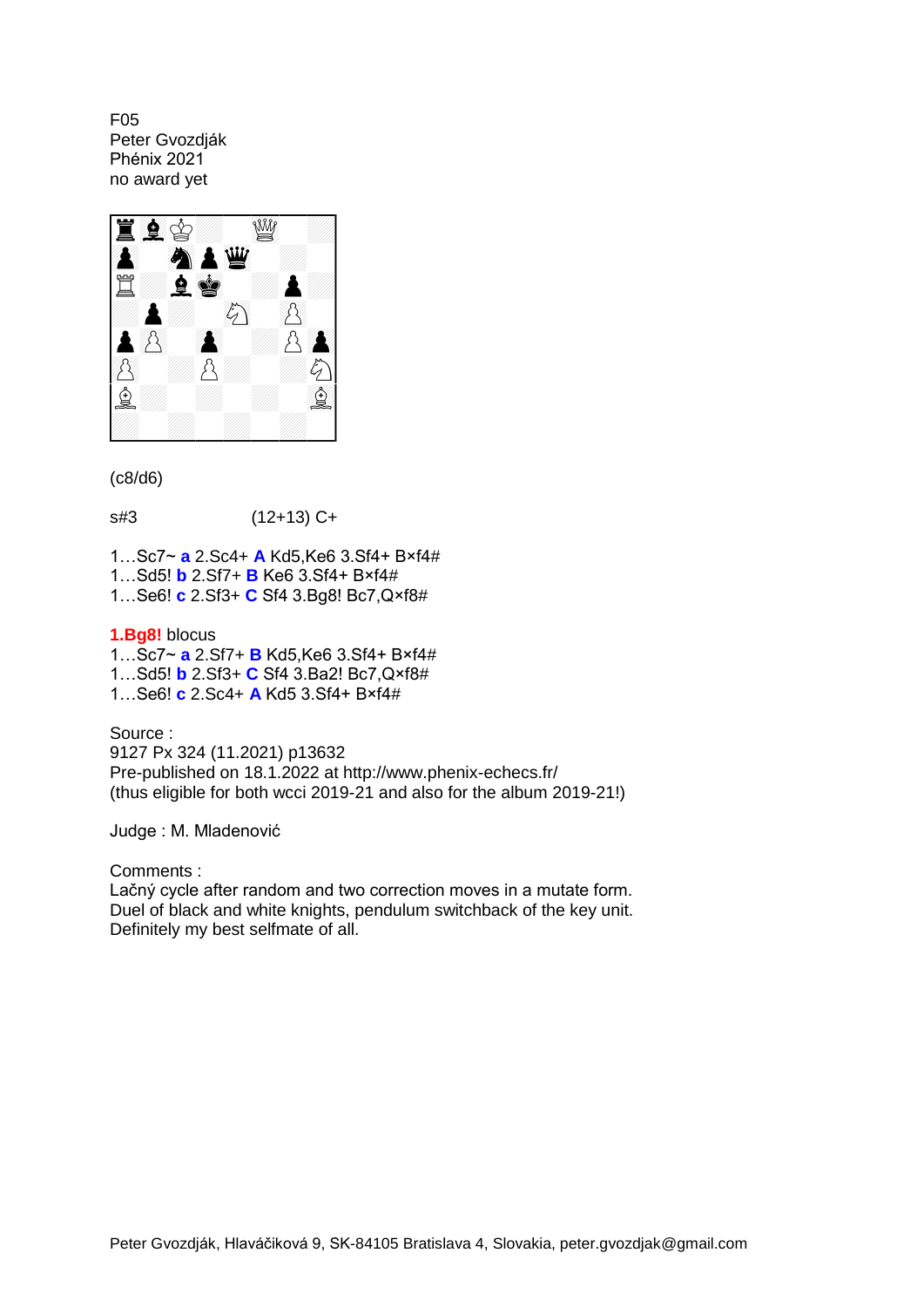F05
Peter Gvozdják
Phénix 2021
no award yet

(c8/d6)

s#3 (12+13) C+

1…Sc7~ **a** 2.Sc4+ **A** Kd5,Ke6 3.Sf4+ B×f4#
1…Sd5! **b** 2.Sf7+ **B** Ke6 3.Sf4+ B×f4#
1…Se6! **c** 2.Sf3+ **C** Sf4 3.Bg8! Bc7,Q×f8#

**1.Bg8!** blocus
1…Sc7~ **a** 2.Sf7+ **B** Kd5,Ke6 3.Sf4+ B×f4#
1…Sd5! **b** 2.Sf3+ **C** Sf4 3.Ba2! Bc7,Q×f8#
1…Se6! **c** 2.Sc4+ **A** Kd5 3.Sf4+ B×f4#

Source :
9127 Px 324 (11.2021) p13632
Pre-published on 18.1.2022 at http://www.phenix-echecs.fr/
(thus eligible for both wcci 2019-21 and also for the album 2019-21!)

Judge : M. Mladenović

Comments :
Lačný cycle after random and two correction moves in a mutate form.
Duel of black and white knights, pendulum switchback of the key unit.
Definitely my best selfmate of all.

Peter Gvozdják, Hlaváčiková 9, SK-84105 Bratislava 4, Slovakia, peter.gvozdjak@gmail.com